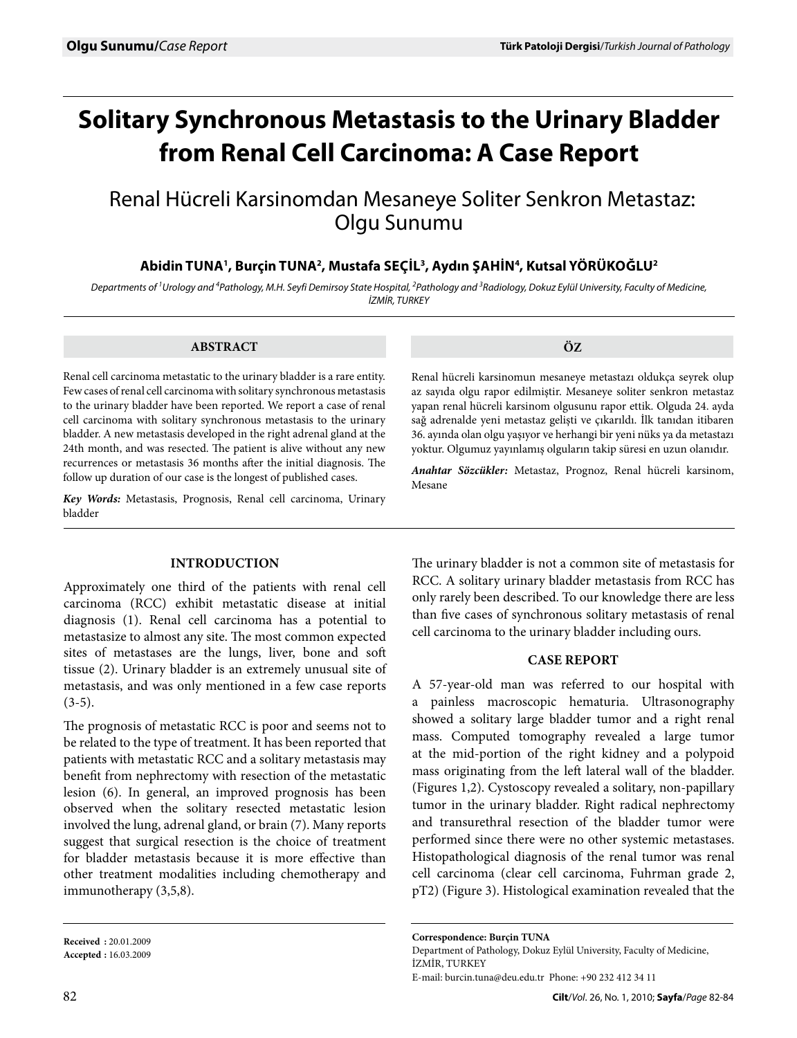# Solitary Synchronous Metastasis to the Urinary Bladder from Renal Cell Carcinoma: A Case Report

## Renal Hücreli Karsinomdan Mesaneye Soliter Senkron Metastaz: Olgu Sunumu

**Abidin TUNA[1], Burçin TUNA[2], Mustafa SEÇİL[3], Aydın ŞAHİN[4], Kutsal YÖRÜKOĞLU[2]**

*Departments of [1]Urology and [4]Pathology, M.H. Seyfi Demirsoy State Hospital, [2]Pathology and [3]Radiology, Dokuz Eylül University, Faculty of Medicine, İZMİR, TURKEY*

### ABSTRACT

Renal cell carcinoma metastatic to the urinary bladder is a rare entity. Few cases of renal cell carcinoma with solitary synchronous metastasis to the urinary bladder have been reported. We report a case of renal cell carcinoma with solitary synchronous metastasis to the urinary bladder. A new metastasis developed in the right adrenal gland at the 24th month, and was resected. The patient is alive without any new recurrences or metastasis 36 months after the initial diagnosis. The follow up duration of our case is the longest of published cases.

***Key Words:*** Metastasis, Prognosis, Renal cell carcinoma, Urinary bladder

### ÖZ

Renal hücreli karsinomun mesaneye metastazı oldukça seyrek olup az sayıda olgu rapor edilmiştir. Mesaneye soliter senkron metastaz yapan renal hücreli karsinom olgusunu rapor ettik. Olguda 24. ayda sağ adrenalde yeni metastaz gelişti ve çıkarıldı. İlk tanıdan itibaren 36. ayında olan olgu yaşıyor ve herhangi bir yeni nüks ya da metastazı yoktur. Olgumuz yayınlanmış olguların takip süresi en uzun olanıdır.

***Anahtar Sözcükler:*** Metastaz, Prognoz, Renal hücreli karsinom, Mesane

### INTRODUCTION

Approximately one third of the patients with renal cell carcinoma (RCC) exhibit metastatic disease at initial diagnosis (1). Renal cell carcinoma has a potential to metastasize to almost any site. The most common expected sites of metastases are the lungs, liver, bone and soft tissue (2). Urinary bladder is an extremely unusual site of metastasis, and was only mentioned in a few case reports (3-5).

The prognosis of metastatic RCC is poor and seems not to be related to the type of treatment. It has been reported that patients with metastatic RCC and a solitary metastasis may benefit from nephrectomy with resection of the metastatic lesion (6). In general, an improved prognosis has been observed when the solitary resected metastatic lesion involved the lung, adrenal gland, or brain (7). Many reports suggest that surgical resection is the choice of treatment for bladder metastasis because it is more effective than other treatment modalities including chemotherapy and immunotherapy (3,5,8).

The urinary bladder is not a common site of metastasis for RCC. A solitary urinary bladder metastasis from RCC has only rarely been described. To our knowledge there are less than five cases of synchronous solitary metastasis of renal cell carcinoma to the urinary bladder including ours.

### CASE REPORT

A 57-year-old man was referred to our hospital with a painless macroscopic hematuria. Ultrasonography showed a solitary large bladder tumor and a right renal mass. Computed tomography revealed a large tumor at the mid-portion of the right kidney and a polypoid mass originating from the left lateral wall of the bladder. (Figures 1,2). Cystoscopy revealed a solitary, non-papillary tumor in the urinary bladder. Right radical nephrectomy and transurethral resection of the bladder tumor were performed since there were no other systemic metastases. Histopathological diagnosis of the renal tumor was renal cell carcinoma (clear cell carcinoma, Fuhrman grade 2, pT2) (Figure 3). Histological examination revealed that the

**Received :** 20.01.2009
**Accepted :** 16.03.2009

**Correspondence: Burçin TUNA**
Department of Pathology, Dokuz Eylül University, Faculty of Medicine,
İZMİR, TURKEY
E-mail: burcin.tuna@deu.edu.tr Phone: +90 232 412 34 11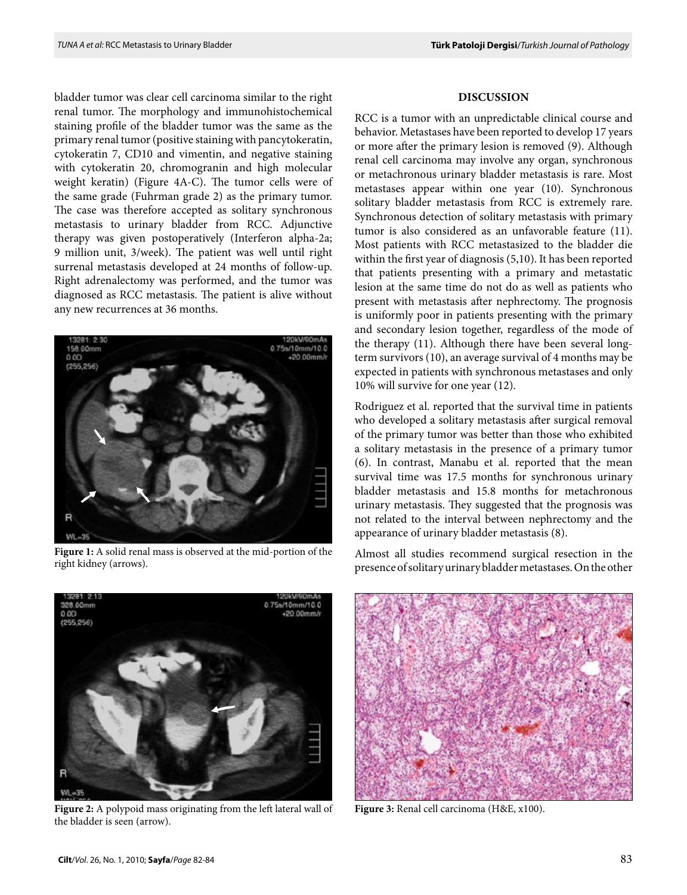bladder tumor was clear cell carcinoma similar to the right renal tumor. The morphology and immunohistochemical staining profile of the bladder tumor was the same as the primary renal tumor (positive staining with pancytokeratin, cytokeratin 7, CD10 and vimentin, and negative staining with cytokeratin 20, chromogranin and high molecular weight keratin) (Figure 4A-C). The tumor cells were of the same grade (Fuhrman grade 2) as the primary tumor. The case was therefore accepted as solitary synchronous metastasis to urinary bladder from RCC. Adjunctive therapy was given postoperatively (Interferon alpha-2a; 9 million unit, 3/week). The patient was well until right surrenal metastasis developed at 24 months of follow-up. Right adrenalectomy was performed, and the tumor was diagnosed as RCC metastasis. The patient is alive without any new recurrences at 36 months.

**Figure 1:** A solid renal mass is observed at the mid-portion of the right kidney (arrows).

**Figure 2:** A polypoid mass originating from the left lateral wall of the bladder is seen (arrow).

## DISCUSSION

RCC is a tumor with an unpredictable clinical course and behavior. Metastases have been reported to develop 17 years or more after the primary lesion is removed (9). Although renal cell carcinoma may involve any organ, synchronous or metachronous urinary bladder metastasis is rare. Most metastases appear within one year (10). Synchronous solitary bladder metastasis from RCC is extremely rare. Synchronous detection of solitary metastasis with primary tumor is also considered as an unfavorable feature (11). Most patients with RCC metastasized to the bladder die within the first year of diagnosis (5,10). It has been reported that patients presenting with a primary and metastatic lesion at the same time do not do as well as patients who present with metastasis after nephrectomy. The prognosis is uniformly poor in patients presenting with the primary and secondary lesion together, regardless of the mode of the therapy (11). Although there have been several long-term survivors (10), an average survival of 4 months may be expected in patients with synchronous metastases and only 10% will survive for one year (12).

Rodriguez et al. reported that the survival time in patients who developed a solitary metastasis after surgical removal of the primary tumor was better than those who exhibited a solitary metastasis in the presence of a primary tumor (6). In contrast, Manabu et al. reported that the mean survival time was 17.5 months for synchronous urinary bladder metastasis and 15.8 months for metachronous urinary metastasis. They suggested that the prognosis was not related to the interval between nephrectomy and the appearance of urinary bladder metastasis (8).

Almost all studies recommend surgical resection in the presence of solitary urinary bladder metastases. On the other

**Figure 3:** Renal cell carcinoma (H&E, x100).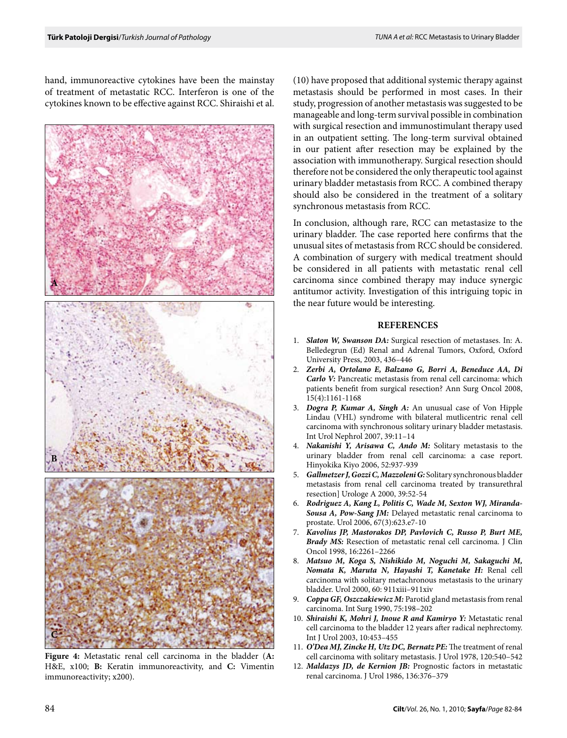hand, immunoreactive cytokines have been the mainstay of treatment of metastatic RCC. Interferon is one of the cytokines known to be effective against RCC. Shiraishi et al. (10) have proposed that additional systemic therapy against metastasis should be performed in most cases. In their study, progression of another metastasis was suggested to be manageable and long-term survival possible in combination with surgical resection and immunostimulant therapy used in an outpatient setting. The long-term survival obtained in our patient after resection may be explained by the association with immunotherapy. Surgical resection should therefore not be considered the only therapeutic tool against urinary bladder metastasis from RCC. A combined therapy should also be considered in the treatment of a solitary synchronous metastasis from RCC.

**Figure 4:** Metastatic renal cell carcinoma in the bladder (**A:** H&E, x100; **B:** Keratin immunoreactivity, and **C:** Vimentin immunoreactivity; x200).

In conclusion, although rare, RCC can metastasize to the urinary bladder. The case reported here confirms that the unusual sites of metastasis from RCC should be considered. A combination of surgery with medical treatment should be considered in all patients with metastatic renal cell carcinoma since combined therapy may induce synergic antitumor activity. Investigation of this intriguing topic in the near future would be interesting.

## REFERENCES

1. ***Slaton W, Swanson DA:*** Surgical resection of metastases. In: A. Belledegrun (Ed) Renal and Adrenal Tumors, Oxford, Oxford University Press, 2003, 436–446
2. ***Zerbi A, Ortolano E, Balzano G, Borri A, Beneduce AA, Di Carlo V:*** Pancreatic metastasis from renal cell carcinoma: which patients benefit from surgical resection? Ann Surg Oncol 2008, 15(4):1161-1168
3. ***Dogra P, Kumar A, Singh A:*** An unusual case of Von Hipple Lindau (VHL) syndrome with bilateral mutlicentric renal cell carcinoma with synchronous solitary urinary bladder metastasis. Int Urol Nephrol 2007, 39:11–14
4. ***Nakanishi Y, Arisawa C, Ando M:*** Solitary metastasis to the urinary bladder from renal cell carcinoma: a case report. Hinyokika Kiyo 2006, 52:937-939
5. ***Gallmetzer J, Gozzi C, Mazzoleni G:*** Solitary synchronous bladder metastasis from renal cell carcinoma treated by transurethral resection] Urologe A 2000, 39:52-54
6. ***Rodriguez A, Kang L, Politis C, Wade M, Sexton WJ, Miranda-Sousa A, Pow-Sang JM:*** Delayed metastatic renal carcinoma to prostate. Urol 2006, 67(3):623.e7-10
7. ***Kavolius JP, Mastorakos DP, Pavlovich C, Russo P, Burt ME, Brady MS:*** Resection of metastatic renal cell carcinoma. J Clin Oncol 1998, 16:2261–2266
8. ***Matsuo M, Koga S, Nishikido M, Noguchi M, Sakaguchi M, Nomata K, Maruta N, Hayashi T, Kanetake H:*** Renal cell carcinoma with solitary metachronous metastasis to the urinary bladder. Urol 2000, 60: 911xiii–911xiv
9. ***Coppa GF, Oszczakiewicz M:*** Parotid gland metastasis from renal carcinoma. Int Surg 1990, 75:198–202
10. ***Shiraishi K, Mohri J, Inoue R and Kamiryo Y:*** Metastatic renal cell carcinoma to the bladder 12 years after radical nephrectomy. Int J Urol 2003, 10:453–455
11. ***O'Dea MJ, Zincke H, Utz DC, Bernatz PE:*** The treatment of renal cell carcinoma with solitary metastasis. J Urol 1978, 120:540–542
12. ***Maldazys JD, de Kernion JB:*** Prognostic factors in metastatic renal carcinoma. J Urol 1986, 136:376–379